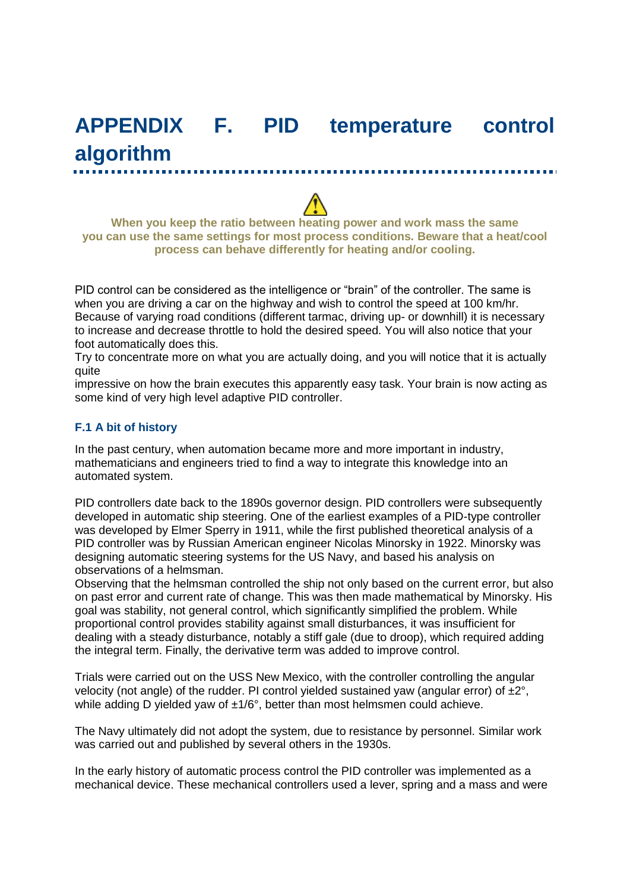# APPENDIX F. PID temperature control algorithm

⚠

**When you keep the ratio between heating power and work mass the same you can use the same settings for most process conditions. Beware that a heat/cool process can behave differently for heating and/or cooling.**

PID control can be considered as the intelligence or "brain" of the controller. The same is when you are driving a car on the highway and wish to control the speed at 100 km/hr. Because of varying road conditions (different tarmac, driving up- or downhill) it is necessary to increase and decrease throttle to hold the desired speed. You will also notice that your foot automatically does this.
Try to concentrate more on what you are actually doing, and you will notice that it is actually quite
impressive on how the brain executes this apparently easy task. Your brain is now acting as some kind of very high level adaptive PID controller.

### F.1 A bit of history

In the past century, when automation became more and more important in industry, mathematicians and engineers tried to find a way to integrate this knowledge into an automated system.

PID controllers date back to the 1890s governor design. PID controllers were subsequently developed in automatic ship steering. One of the earliest examples of a PID-type controller was developed by Elmer Sperry in 1911, while the first published theoretical analysis of a PID controller was by Russian American engineer Nicolas Minorsky in 1922. Minorsky was designing automatic steering systems for the US Navy, and based his analysis on observations of a helmsman.
Observing that the helmsman controlled the ship not only based on the current error, but also on past error and current rate of change. This was then made mathematical by Minorsky. His goal was stability, not general control, which significantly simplified the problem. While proportional control provides stability against small disturbances, it was insufficient for dealing with a steady disturbance, notably a stiff gale (due to droop), which required adding the integral term. Finally, the derivative term was added to improve control.

Trials were carried out on the USS New Mexico, with the controller controlling the angular velocity (not angle) of the rudder. PI control yielded sustained yaw (angular error) of ±2°, while adding D yielded yaw of ±1/6°, better than most helmsmen could achieve.

The Navy ultimately did not adopt the system, due to resistance by personnel. Similar work was carried out and published by several others in the 1930s.

In the early history of automatic process control the PID controller was implemented as a mechanical device. These mechanical controllers used a lever, spring and a mass and were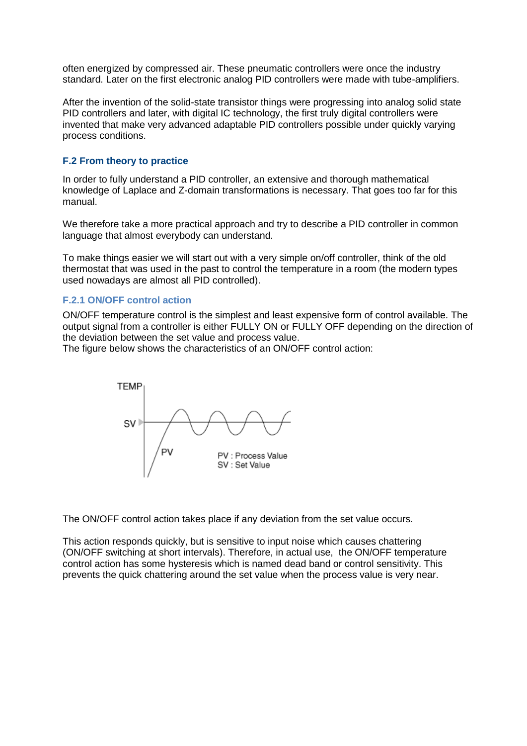often energized by compressed air. These pneumatic controllers were once the industry standard. Later on the first electronic analog PID controllers were made with tube-amplifiers.

After the invention of the solid-state transistor things were progressing into analog solid state PID controllers and later, with digital IC technology, the first truly digital controllers were invented that make very advanced adaptable PID controllers possible under quickly varying process conditions.

## F.2 From theory to practice

In order to fully understand a PID controller, an extensive and thorough mathematical knowledge of Laplace and Z-domain transformations is necessary. That goes too far for this manual.

We therefore take a more practical approach and try to describe a PID controller in common language that almost everybody can understand.

To make things easier we will start out with a very simple on/off controller, think of the old thermostat that was used in the past to control the temperature in a room (the modern types used nowadays are almost all PID controlled).

### F.2.1 ON/OFF control action

ON/OFF temperature control is the simplest and least expensive form of control available. The output signal from a controller is either FULLY ON or FULLY OFF depending on the direction of the deviation between the set value and process value.
The figure below shows the characteristics of an ON/OFF control action:

The ON/OFF control action takes place if any deviation from the set value occurs.

This action responds quickly, but is sensitive to input noise which causes chattering (ON/OFF switching at short intervals). Therefore, in actual use, the ON/OFF temperature control action has some hysteresis which is named dead band or control sensitivity. This prevents the quick chattering around the set value when the process value is very near.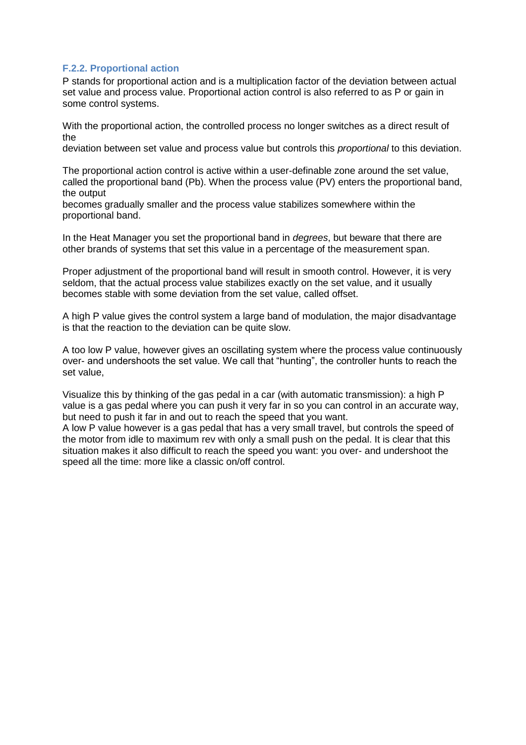### F.2.2. Proportional action

P stands for proportional action and is a multiplication factor of the deviation between actual set value and process value. Proportional action control is also referred to as P or gain in some control systems.

With the proportional action, the controlled process no longer switches as a direct result of the
deviation between set value and process value but controls this *proportional* to this deviation.

The proportional action control is active within a user-definable zone around the set value, called the proportional band (Pb). When the process value (PV) enters the proportional band, the output
becomes gradually smaller and the process value stabilizes somewhere within the proportional band.

In the Heat Manager you set the proportional band in *degrees*, but beware that there are other brands of systems that set this value in a percentage of the measurement span.

Proper adjustment of the proportional band will result in smooth control. However, it is very seldom, that the actual process value stabilizes exactly on the set value, and it usually becomes stable with some deviation from the set value, called offset.

A high P value gives the control system a large band of modulation, the major disadvantage is that the reaction to the deviation can be quite slow.

A too low P value, however gives an oscillating system where the process value continuously over- and undershoots the set value. We call that “hunting”, the controller hunts to reach the set value,

Visualize this by thinking of the gas pedal in a car (with automatic transmission): a high P value is a gas pedal where you can push it very far in so you can control in an accurate way, but need to push it far in and out to reach the speed that you want.
A low P value however is a gas pedal that has a very small travel, but controls the speed of the motor from idle to maximum rev with only a small push on the pedal. It is clear that this situation makes it also difficult to reach the speed you want: you over- and undershoot the speed all the time: more like a classic on/off control.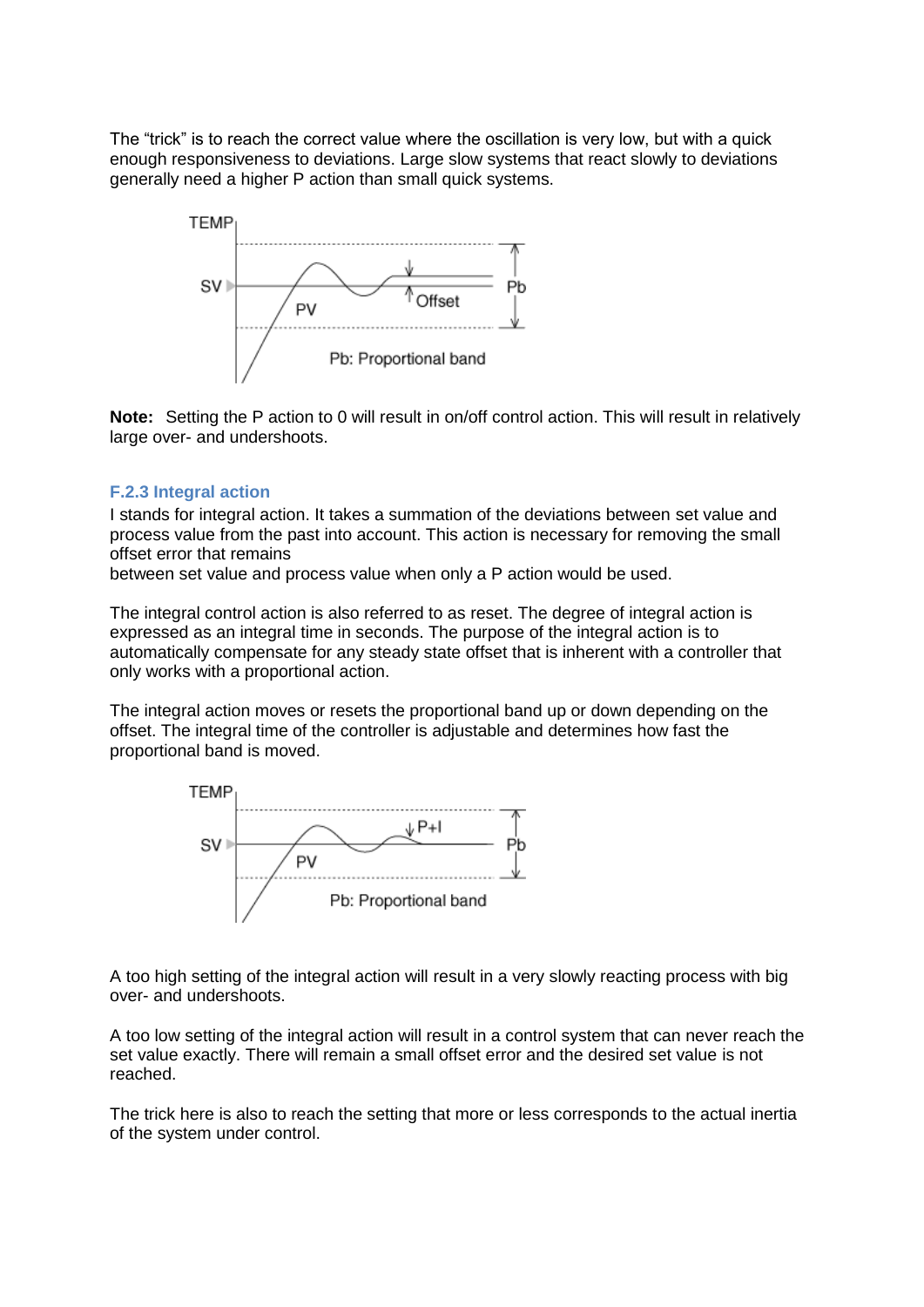The “trick” is to reach the correct value where the oscillation is very low, but with a quick enough responsiveness to deviations. Large slow systems that react slowly to deviations generally need a higher P action than small quick systems.

**Note:** Setting the P action to 0 will result in on/off control action. This will result in relatively large over- and undershoots.

### F.2.3 Integral action

I stands for integral action. It takes a summation of the deviations between set value and process value from the past into account. This action is necessary for removing the small offset error that remains
between set value and process value when only a P action would be used.

The integral control action is also referred to as reset. The degree of integral action is expressed as an integral time in seconds. The purpose of the integral action is to automatically compensate for any steady state offset that is inherent with a controller that only works with a proportional action.

The integral action moves or resets the proportional band up or down depending on the offset. The integral time of the controller is adjustable and determines how fast the proportional band is moved.

A too high setting of the integral action will result in a very slowly reacting process with big over- and undershoots.

A too low setting of the integral action will result in a control system that can never reach the set value exactly. There will remain a small offset error and the desired set value is not reached.

The trick here is also to reach the setting that more or less corresponds to the actual inertia of the system under control.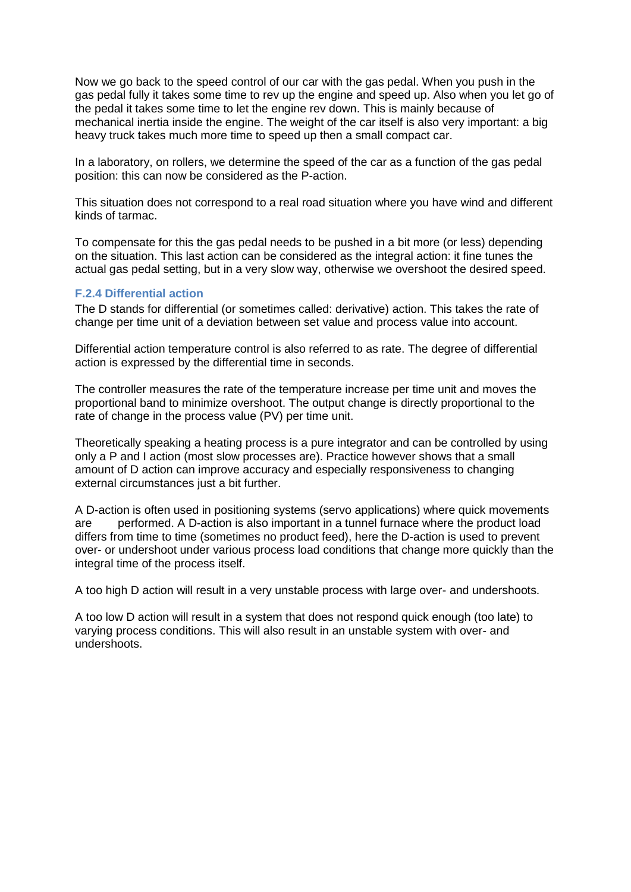Now we go back to the speed control of our car with the gas pedal. When you push in the gas pedal fully it takes some time to rev up the engine and speed up. Also when you let go of the pedal it takes some time to let the engine rev down. This is mainly because of mechanical inertia inside the engine. The weight of the car itself is also very important: a big heavy truck takes much more time to speed up then a small compact car.

In a laboratory, on rollers, we determine the speed of the car as a function of the gas pedal position: this can now be considered as the P-action.

This situation does not correspond to a real road situation where you have wind and different kinds of tarmac.

To compensate for this the gas pedal needs to be pushed in a bit more (or less) depending on the situation. This last action can be considered as the integral action: it fine tunes the actual gas pedal setting, but in a very slow way, otherwise we overshoot the desired speed.

### F.2.4 Differential action

The D stands for differential (or sometimes called: derivative) action. This takes the rate of change per time unit of a deviation between set value and process value into account.

Differential action temperature control is also referred to as rate. The degree of differential action is expressed by the differential time in seconds.

The controller measures the rate of the temperature increase per time unit and moves the proportional band to minimize overshoot. The output change is directly proportional to the rate of change in the process value (PV) per time unit.

Theoretically speaking a heating process is a pure integrator and can be controlled by using only a P and I action (most slow processes are). Practice however shows that a small amount of D action can improve accuracy and especially responsiveness to changing external circumstances just a bit further.

A D-action is often used in positioning systems (servo applications) where quick movements are performed. A D-action is also important in a tunnel furnace where the product load differs from time to time (sometimes no product feed), here the D-action is used to prevent over- or undershoot under various process load conditions that change more quickly than the integral time of the process itself.

A too high D action will result in a very unstable process with large over- and undershoots.

A too low D action will result in a system that does not respond quick enough (too late) to varying process conditions. This will also result in an unstable system with over- and undershoots.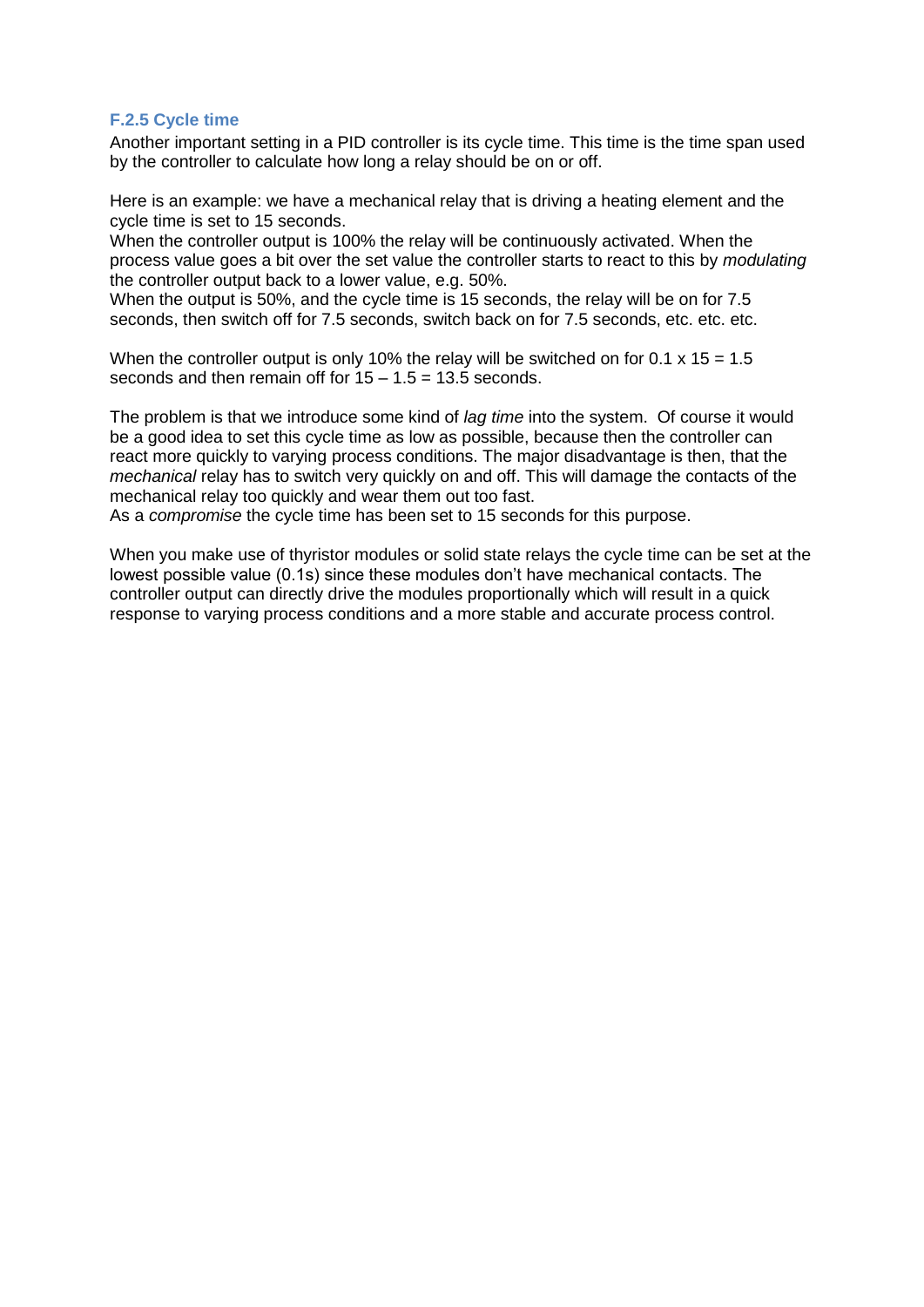### F.2.5 Cycle time

Another important setting in a PID controller is its cycle time. This time is the time span used by the controller to calculate how long a relay should be on or off.

Here is an example: we have a mechanical relay that is driving a heating element and the cycle time is set to 15 seconds.
When the controller output is 100% the relay will be continuously activated. When the process value goes a bit over the set value the controller starts to react to this by *modulating* the controller output back to a lower value, e.g. 50%.
When the output is 50%, and the cycle time is 15 seconds, the relay will be on for 7.5 seconds, then switch off for 7.5 seconds, switch back on for 7.5 seconds, etc. etc. etc.

When the controller output is only 10% the relay will be switched on for $0.1 \times 15 = 1.5$ seconds and then remain off for $15 - 1.5 = 13.5$ seconds.

The problem is that we introduce some kind of *lag time* into the system. Of course it would be a good idea to set this cycle time as low as possible, because then the controller can react more quickly to varying process conditions. The major disadvantage is then, that the *mechanical* relay has to switch very quickly on and off. This will damage the contacts of the mechanical relay too quickly and wear them out too fast.
As a *compromise* the cycle time has been set to 15 seconds for this purpose.

When you make use of thyristor modules or solid state relays the cycle time can be set at the lowest possible value (0.1s) since these modules don't have mechanical contacts. The controller output can directly drive the modules proportionally which will result in a quick response to varying process conditions and a more stable and accurate process control.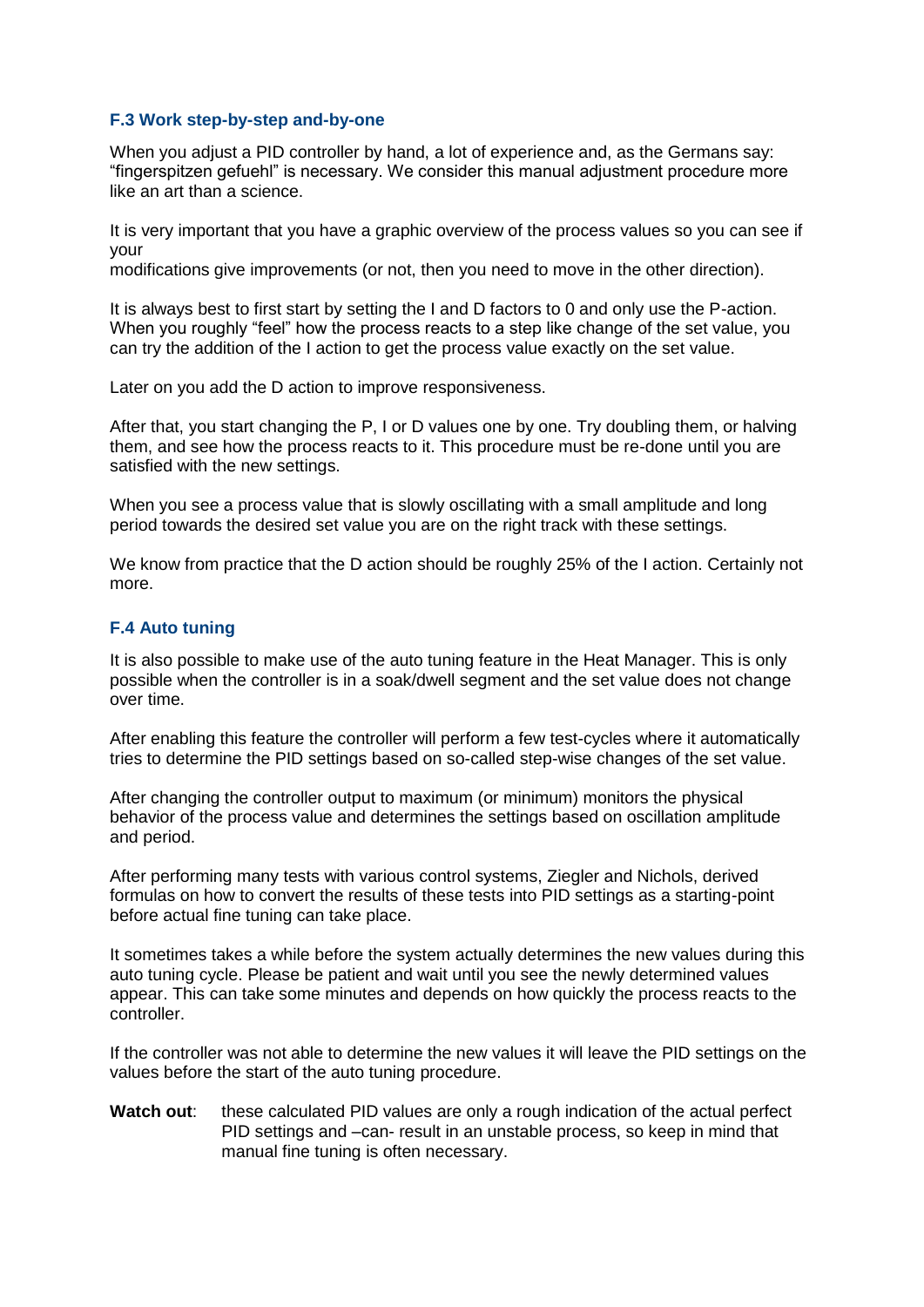### F.3 Work step-by-step and-by-one

When you adjust a PID controller by hand, a lot of experience and, as the Germans say: “fingerspitzen gefuehl” is necessary. We consider this manual adjustment procedure more like an art than a science.

It is very important that you have a graphic overview of the process values so you can see if your
modifications give improvements (or not, then you need to move in the other direction).

It is always best to first start by setting the I and D factors to 0 and only use the P-action. When you roughly “feel” how the process reacts to a step like change of the set value, you can try the addition of the I action to get the process value exactly on the set value.

Later on you add the D action to improve responsiveness.

After that, you start changing the P, I or D values one by one. Try doubling them, or halving them, and see how the process reacts to it. This procedure must be re-done until you are satisfied with the new settings.

When you see a process value that is slowly oscillating with a small amplitude and long period towards the desired set value you are on the right track with these settings.

We know from practice that the D action should be roughly 25% of the I action. Certainly not more.

### F.4 Auto tuning

It is also possible to make use of the auto tuning feature in the Heat Manager. This is only possible when the controller is in a soak/dwell segment and the set value does not change over time.

After enabling this feature the controller will perform a few test-cycles where it automatically tries to determine the PID settings based on so-called step-wise changes of the set value.

After changing the controller output to maximum (or minimum) monitors the physical behavior of the process value and determines the settings based on oscillation amplitude and period.

After performing many tests with various control systems, Ziegler and Nichols, derived formulas on how to convert the results of these tests into PID settings as a starting-point before actual fine tuning can take place.

It sometimes takes a while before the system actually determines the new values during this auto tuning cycle. Please be patient and wait until you see the newly determined values appear. This can take some minutes and depends on how quickly the process reacts to the controller.

If the controller was not able to determine the new values it will leave the PID settings on the values before the start of the auto tuning procedure.

**Watch out**: these calculated PID values are only a rough indication of the actual perfect PID settings and –can- result in an unstable process, so keep in mind that manual fine tuning is often necessary.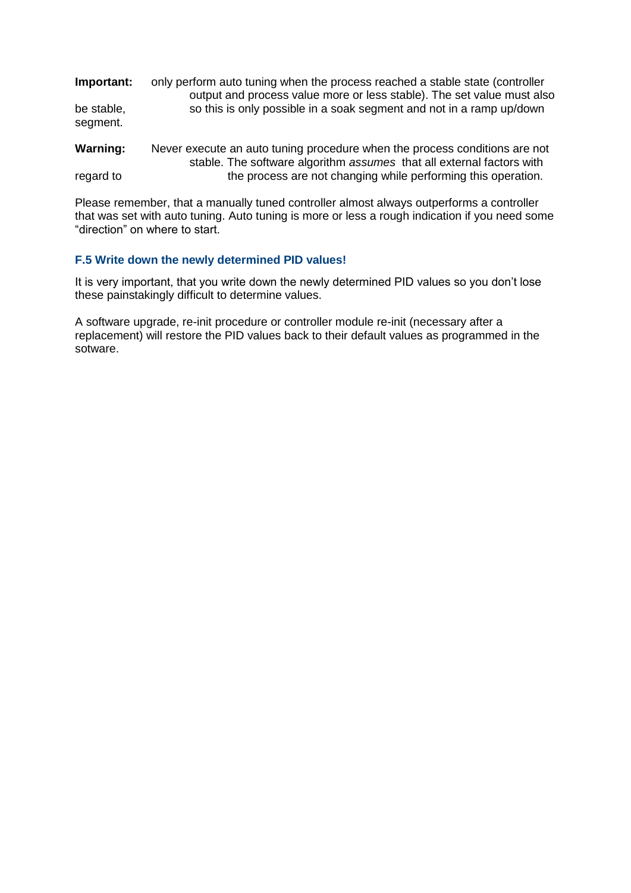**Important:** only perform auto tuning when the process reached a stable state (controller output and process value more or less stable). The set value must also be stable, so this is only possible in a soak segment and not in a ramp up/down segment.

**Warning:** Never execute an auto tuning procedure when the process conditions are not stable. The software algorithm *assumes* that all external factors with regard to the process are not changing while performing this operation.

Please remember, that a manually tuned controller almost always outperforms a controller that was set with auto tuning. Auto tuning is more or less a rough indication if you need some “direction” on where to start.

### F.5 Write down the newly determined PID values!

It is very important, that you write down the newly determined PID values so you don’t lose these painstakingly difficult to determine values.

A software upgrade, re-init procedure or controller module re-init (necessary after a replacement) will restore the PID values back to their default values as programmed in the sotware.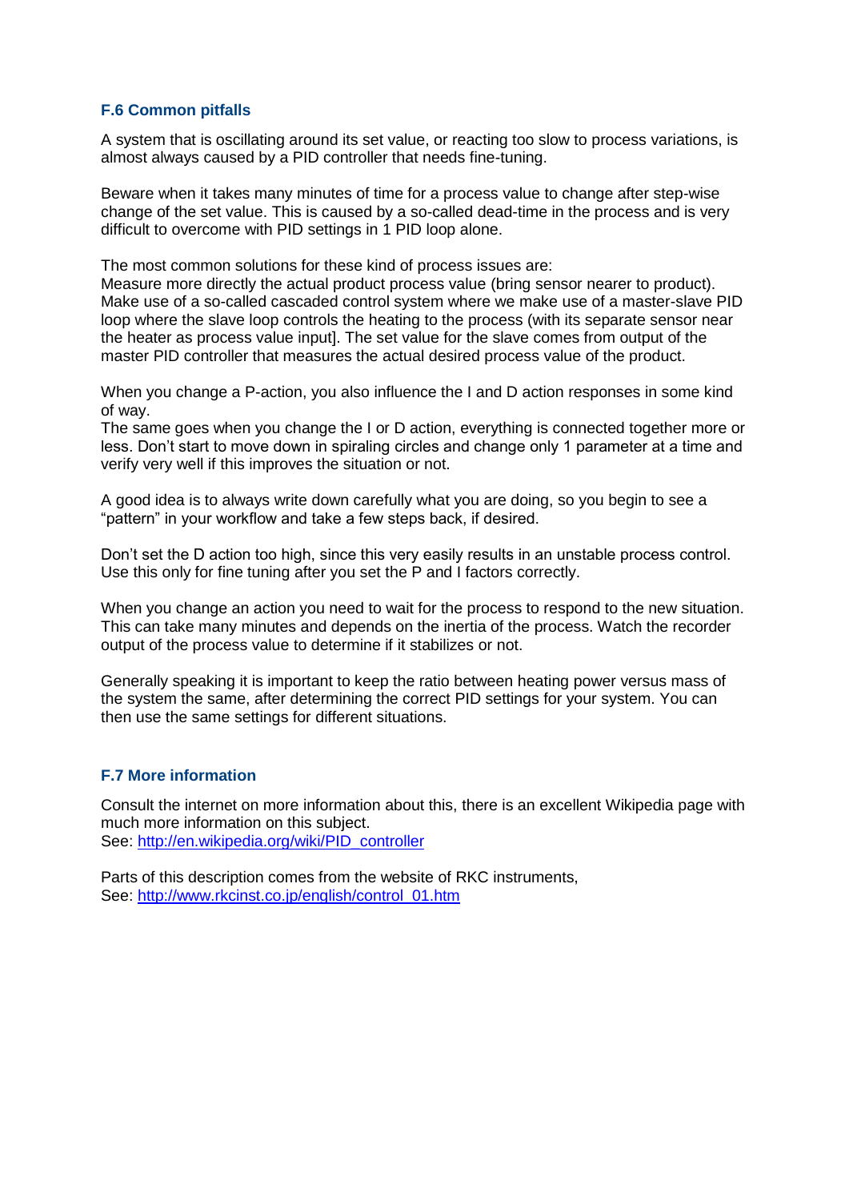### F.6 Common pitfalls

A system that is oscillating around its set value, or reacting too slow to process variations, is almost always caused by a PID controller that needs fine-tuning.

Beware when it takes many minutes of time for a process value to change after step-wise change of the set value. This is caused by a so-called dead-time in the process and is very difficult to overcome with PID settings in 1 PID loop alone.

The most common solutions for these kind of process issues are:
Measure more directly the actual product process value (bring sensor nearer to product).
Make use of a so-called cascaded control system where we make use of a master-slave PID loop where the slave loop controls the heating to the process (with its separate sensor near the heater as process value input]. The set value for the slave comes from output of the master PID controller that measures the actual desired process value of the product.

When you change a P-action, you also influence the I and D action responses in some kind of way.
The same goes when you change the I or D action, everything is connected together more or less. Don't start to move down in spiraling circles and change only 1 parameter at a time and verify very well if this improves the situation or not.

A good idea is to always write down carefully what you are doing, so you begin to see a "pattern" in your workflow and take a few steps back, if desired.

Don't set the D action too high, since this very easily results in an unstable process control. Use this only for fine tuning after you set the P and I factors correctly.

When you change an action you need to wait for the process to respond to the new situation. This can take many minutes and depends on the inertia of the process. Watch the recorder output of the process value to determine if it stabilizes or not.

Generally speaking it is important to keep the ratio between heating power versus mass of the system the same, after determining the correct PID settings for your system. You can then use the same settings for different situations.

### F.7 More information

Consult the internet on more information about this, there is an excellent Wikipedia page with much more information on this subject.
See: http://en.wikipedia.org/wiki/PID_controller

Parts of this description comes from the website of RKC instruments,
See: http://www.rkcinst.co.jp/english/control_01.htm